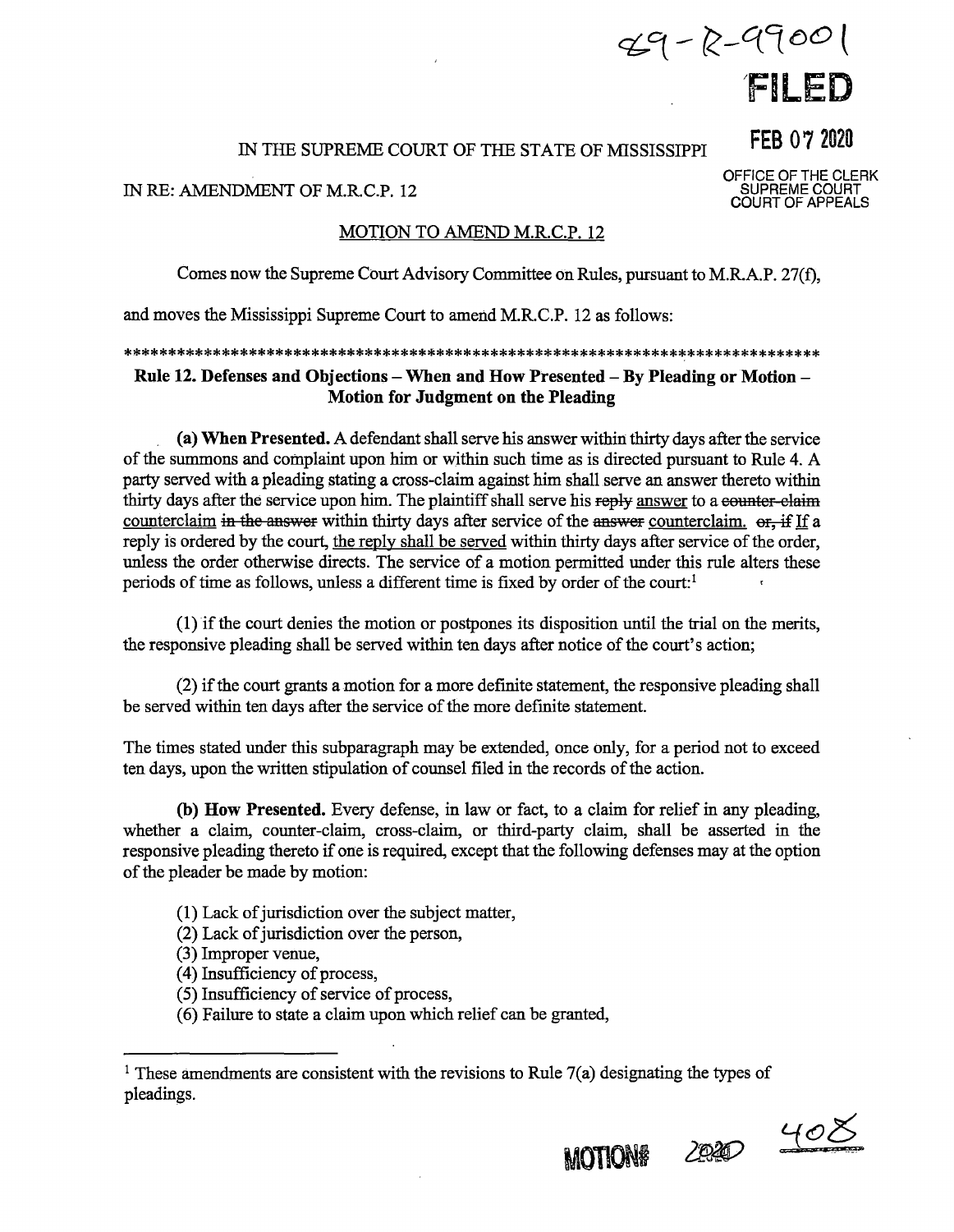89-R-99001

**FILED**

**FEB 07 2020**

OFFICE OF THE CLERK
SUPREME COURT
COURT OF APPEALS

IN THE SUPREME COURT OF THE STATE OF MISSISSIPPI

IN RE: AMENDMENT OF M.R.C.P. 12

MOTION TO AMEND M.R.C.P. 12

Comes now the Supreme Court Advisory Committee on Rules, pursuant to M.R.A.P. 27(f), and moves the Mississippi Supreme Court to amend M.R.C.P. 12 as follows:

********************************************************************************

**Rule 12. Defenses and Objections – When and How Presented – By Pleading or Motion – Motion for Judgment on the Pleading**

**(a) When Presented.** A defendant shall serve his answer within thirty days after the service of the summons and complaint upon him or within such time as is directed pursuant to Rule 4. A party served with a pleading stating a cross-claim against him shall serve an answer thereto within thirty days after the service upon him. The plaintiff shall serve his ~~reply~~ <u>answer</u> to a ~~counter-claim~~ <u>counterclaim</u> ~~in the answer~~ within thirty days after service of the ~~answer~~ <u>counterclaim.</u> ~~or, if~~ <u>If</u> a reply is ordered by the court, <u>the reply shall be served</u> within thirty days after service of the order, unless the order otherwise directs. The service of a motion permitted under this rule alters these periods of time as follows, unless a different time is fixed by order of the court:[1]

(1) if the court denies the motion or postpones its disposition until the trial on the merits, the responsive pleading shall be served within ten days after notice of the court's action;

(2) if the court grants a motion for a more definite statement, the responsive pleading shall be served within ten days after the service of the more definite statement.

The times stated under this subparagraph may be extended, once only, for a period not to exceed ten days, upon the written stipulation of counsel filed in the records of the action.

**(b) How Presented.** Every defense, in law or fact, to a claim for relief in any pleading, whether a claim, counter-claim, cross-claim, or third-party claim, shall be asserted in the responsive pleading thereto if one is required, except that the following defenses may at the option of the pleader be made by motion:

(1) Lack of jurisdiction over the subject matter,
(2) Lack of jurisdiction over the person,
(3) Improper venue,
(4) Insufficiency of process,
(5) Insufficiency of service of process,
(6) Failure to state a claim upon which relief can be granted,

[1] These amendments are consistent with the revisions to Rule 7(a) designating the types of pleadings.

MOTION# 2020 408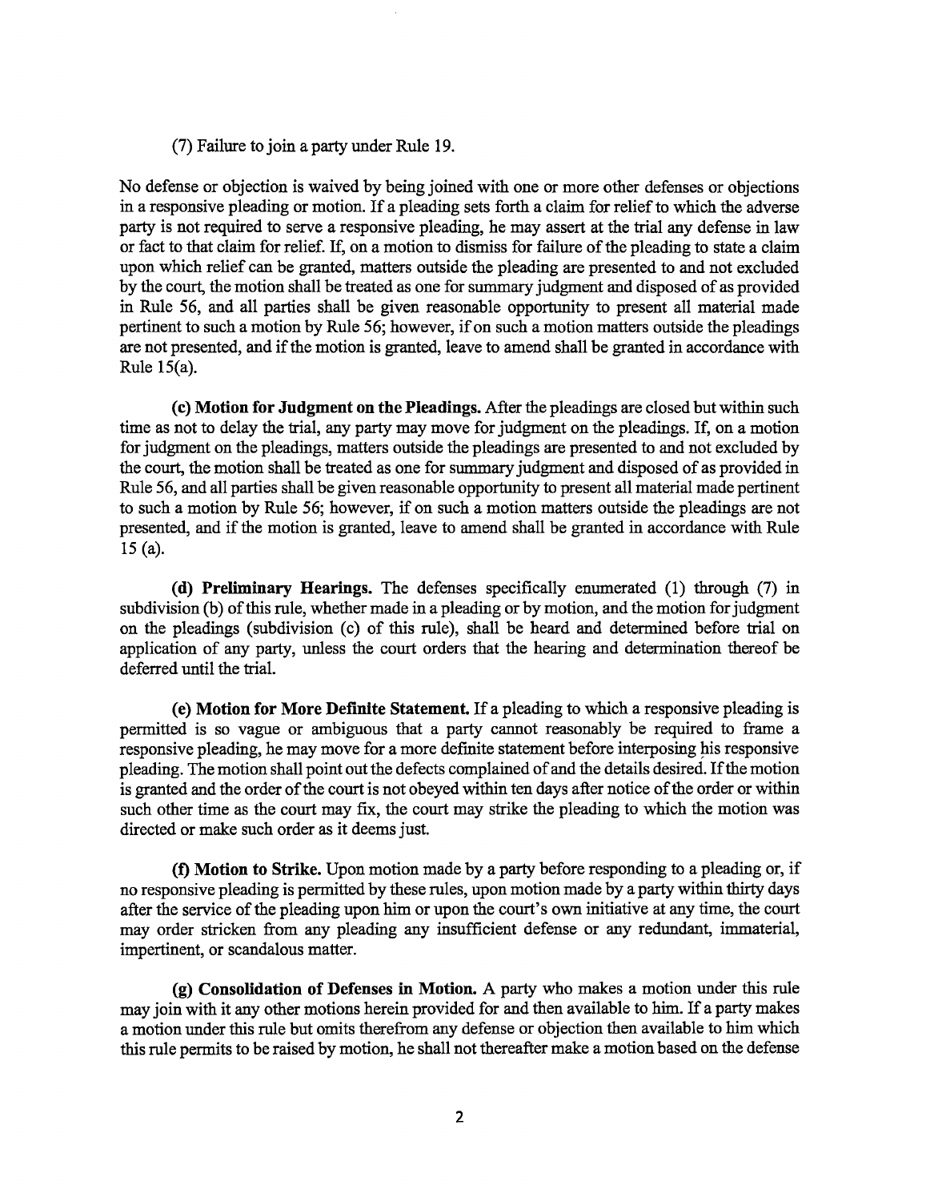(7) Failure to join a party under Rule 19.

No defense or objection is waived by being joined with one or more other defenses or objections in a responsive pleading or motion. If a pleading sets forth a claim for relief to which the adverse party is not required to serve a responsive pleading, he may assert at the trial any defense in law or fact to that claim for relief. If, on a motion to dismiss for failure of the pleading to state a claim upon which relief can be granted, matters outside the pleading are presented to and not excluded by the court, the motion shall be treated as one for summary judgment and disposed of as provided in Rule 56, and all parties shall be given reasonable opportunity to present all material made pertinent to such a motion by Rule 56; however, if on such a motion matters outside the pleadings are not presented, and if the motion is granted, leave to amend shall be granted in accordance with Rule 15(a).

**(c) Motion for Judgment on the Pleadings.** After the pleadings are closed but within such time as not to delay the trial, any party may move for judgment on the pleadings. If, on a motion for judgment on the pleadings, matters outside the pleadings are presented to and not excluded by the court, the motion shall be treated as one for summary judgment and disposed of as provided in Rule 56, and all parties shall be given reasonable opportunity to present all material made pertinent to such a motion by Rule 56; however, if on such a motion matters outside the pleadings are not presented, and if the motion is granted, leave to amend shall be granted in accordance with Rule 15 (a).

**(d) Preliminary Hearings.** The defenses specifically enumerated (1) through (7) in subdivision (b) of this rule, whether made in a pleading or by motion, and the motion for judgment on the pleadings (subdivision (c) of this rule), shall be heard and determined before trial on application of any party, unless the court orders that the hearing and determination thereof be deferred until the trial.

**(e) Motion for More Definite Statement.** If a pleading to which a responsive pleading is permitted is so vague or ambiguous that a party cannot reasonably be required to frame a responsive pleading, he may move for a more definite statement before interposing his responsive pleading. The motion shall point out the defects complained of and the details desired. If the motion is granted and the order of the court is not obeyed within ten days after notice of the order or within such other time as the court may fix, the court may strike the pleading to which the motion was directed or make such order as it deems just.

**(f) Motion to Strike.** Upon motion made by a party before responding to a pleading or, if no responsive pleading is permitted by these rules, upon motion made by a party within thirty days after the service of the pleading upon him or upon the court's own initiative at any time, the court may order stricken from any pleading any insufficient defense or any redundant, immaterial, impertinent, or scandalous matter.

**(g) Consolidation of Defenses in Motion.** A party who makes a motion under this rule may join with it any other motions herein provided for and then available to him. If a party makes a motion under this rule but omits therefrom any defense or objection then available to him which this rule permits to be raised by motion, he shall not thereafter make a motion based on the defense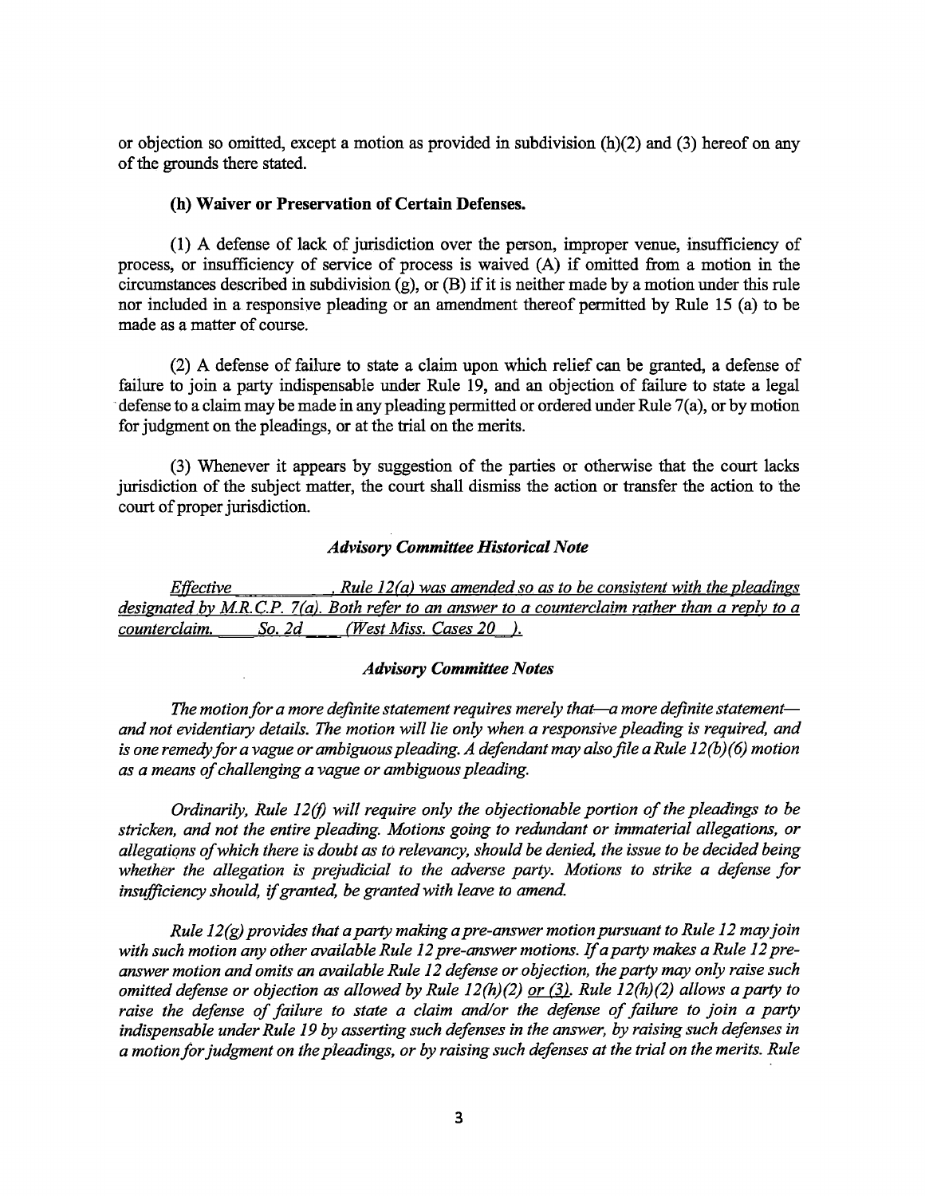or objection so omitted, except a motion as provided in subdivision (h)(2) and (3) hereof on any of the grounds there stated.

**(h) Waiver or Preservation of Certain Defenses.**

(1) A defense of lack of jurisdiction over the person, improper venue, insufficiency of process, or insufficiency of service of process is waived (A) if omitted from a motion in the circumstances described in subdivision (g), or (B) if it is neither made by a motion under this rule nor included in a responsive pleading or an amendment thereof permitted by Rule 15 (a) to be made as a matter of course.

(2) A defense of failure to state a claim upon which relief can be granted, a defense of failure to join a party indispensable under Rule 19, and an objection of failure to state a legal defense to a claim may be made in any pleading permitted or ordered under Rule 7(a), or by motion for judgment on the pleadings, or at the trial on the merits.

(3) Whenever it appears by suggestion of the parties or otherwise that the court lacks jurisdiction of the subject matter, the court shall dismiss the action or transfer the action to the court of proper jurisdiction.

### *Advisory Committee Historical Note*

*Effective \_\_\_\_\_\_\_\_\_\_, Rule 12(a) was amended so as to be consistent with the pleadings designated by M.R.C.P. 7(a). Both refer to an answer to a counterclaim rather than a reply to a counterclaim. \_\_\_\_ So. 2d \_\_\_ (West Miss. Cases 20 \_).*

### *Advisory Committee Notes*

*The motion for a more definite statement requires merely that—a more definite statement—and not evidentiary details. The motion will lie only when a responsive pleading is required, and is one remedy for a vague or ambiguous pleading. A defendant may also file a Rule 12(b)(6) motion as a means of challenging a vague or ambiguous pleading.*

*Ordinarily, Rule 12(f) will require only the objectionable portion of the pleadings to be stricken, and not the entire pleading. Motions going to redundant or immaterial allegations, or allegations of which there is doubt as to relevancy, should be denied, the issue to be decided being whether the allegation is prejudicial to the adverse party. Motions to strike a defense for insufficiency should, if granted, be granted with leave to amend.*

*Rule 12(g) provides that a party making a pre-answer motion pursuant to Rule 12 may join with such motion any other available Rule 12 pre-answer motions. If a party makes a Rule 12 pre-answer motion and omits an available Rule 12 defense or objection, the party may only raise such omitted defense or objection as allowed by Rule 12(h)(2) or (3). Rule 12(h)(2) allows a party to raise the defense of failure to state a claim and/or the defense of failure to join a party indispensable under Rule 19 by asserting such defenses in the answer, by raising such defenses in a motion for judgment on the pleadings, or by raising such defenses at the trial on the merits. Rule*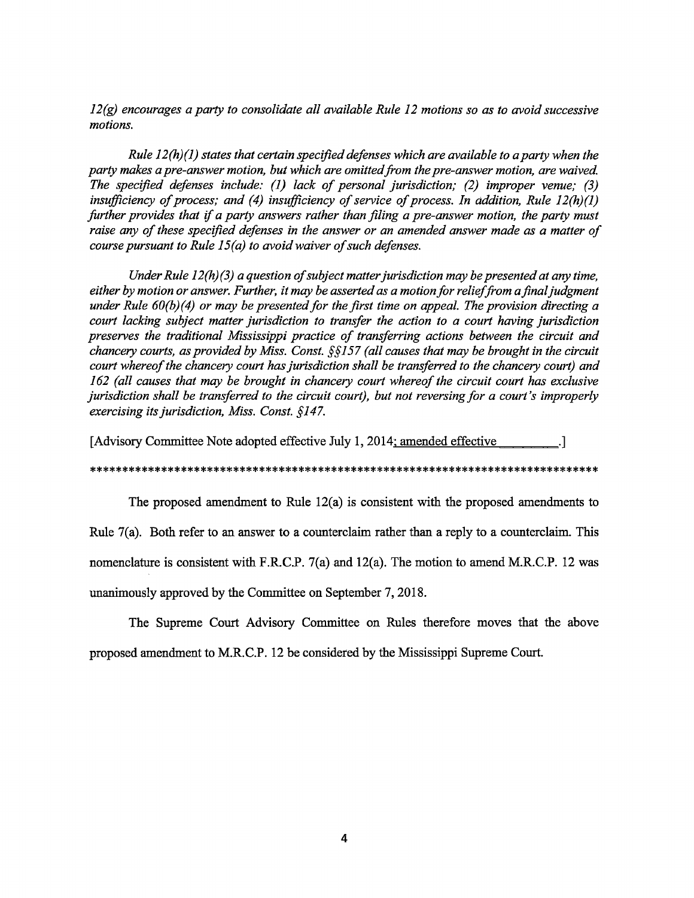*12(g) encourages a party to consolidate all available Rule 12 motions so as to avoid successive motions.*

*Rule 12(h)(1) states that certain specified defenses which are available to a party when the party makes a pre-answer motion, but which are omitted from the pre-answer motion, are waived. The specified defenses include: (1) lack of personal jurisdiction; (2) improper venue; (3) insufficiency of process; and (4) insufficiency of service of process. In addition, Rule 12(h)(1) further provides that if a party answers rather than filing a pre-answer motion, the party must raise any of these specified defenses in the answer or an amended answer made as a matter of course pursuant to Rule 15(a) to avoid waiver of such defenses.*

*Under Rule 12(h)(3) a question of subject matter jurisdiction may be presented at any time, either by motion or answer. Further, it may be asserted as a motion for relief from a final judgment under Rule 60(b)(4) or may be presented for the first time on appeal. The provision directing a court lacking subject matter jurisdiction to transfer the action to a court having jurisdiction preserves the traditional Mississippi practice of transferring actions between the circuit and chancery courts, as provided by Miss. Const. §§157 (all causes that may be brought in the circuit court whereof the chancery court has jurisdiction shall be transferred to the chancery court) and 162 (all causes that may be brought in chancery court whereof the circuit court has exclusive jurisdiction shall be transferred to the circuit court), but not reversing for a court's improperly exercising its jurisdiction, Miss. Const. §147.*

[Advisory Committee Note adopted effective July 1, 2014; amended effective ________.]

********************************************************************************

The proposed amendment to Rule 12(a) is consistent with the proposed amendments to Rule 7(a). Both refer to an answer to a counterclaim rather than a reply to a counterclaim. This nomenclature is consistent with F.R.C.P. 7(a) and 12(a). The motion to amend M.R.C.P. 12 was unanimously approved by the Committee on September 7, 2018.

The Supreme Court Advisory Committee on Rules therefore moves that the above proposed amendment to M.R.C.P. 12 be considered by the Mississippi Supreme Court.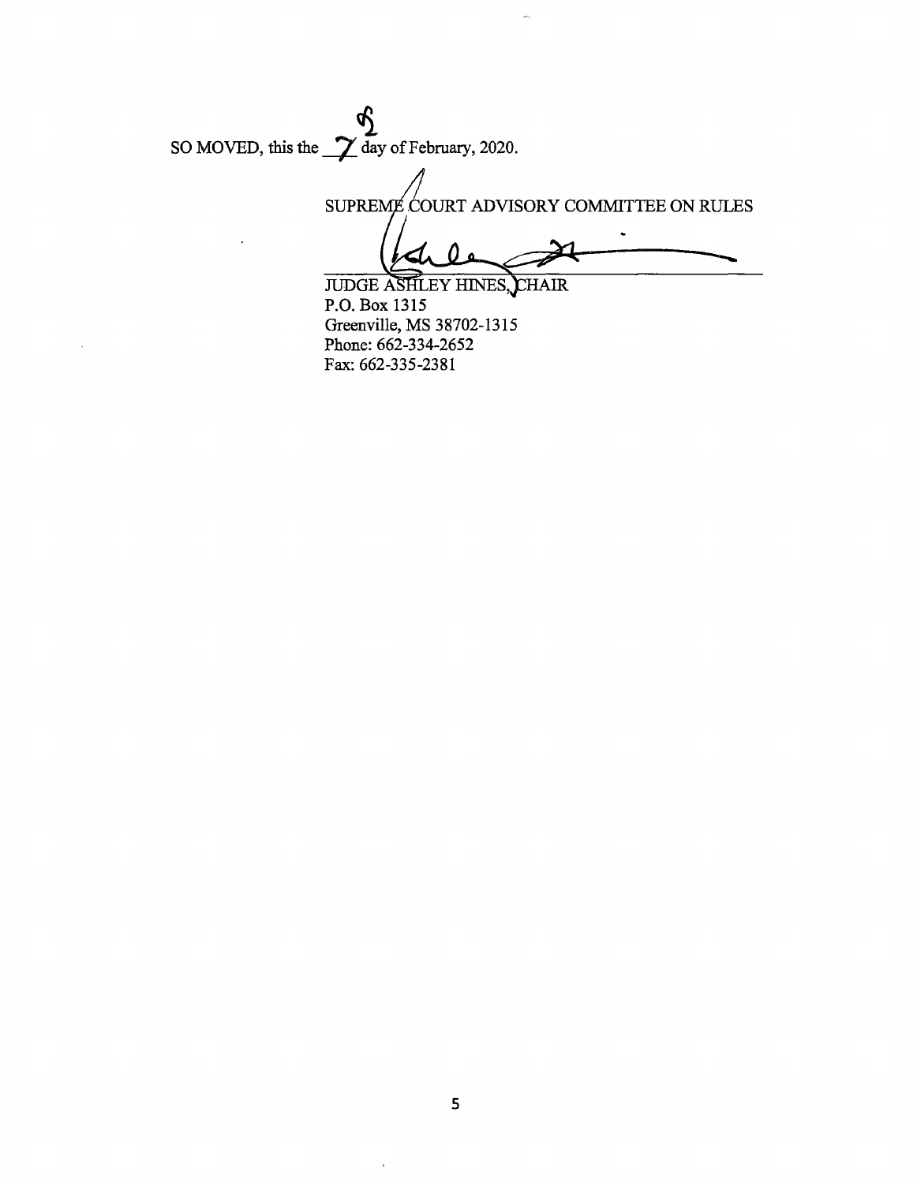SO MOVED, this the 7th day of February, 2020.

SUPREME COURT ADVISORY COMMITTEE ON RULES

JUDGE ASHLEY HINES, CHAIR  
P.O. Box 1315  
Greenville, MS 38702-1315  
Phone: 662-334-2652  
Fax: 662-335-2381